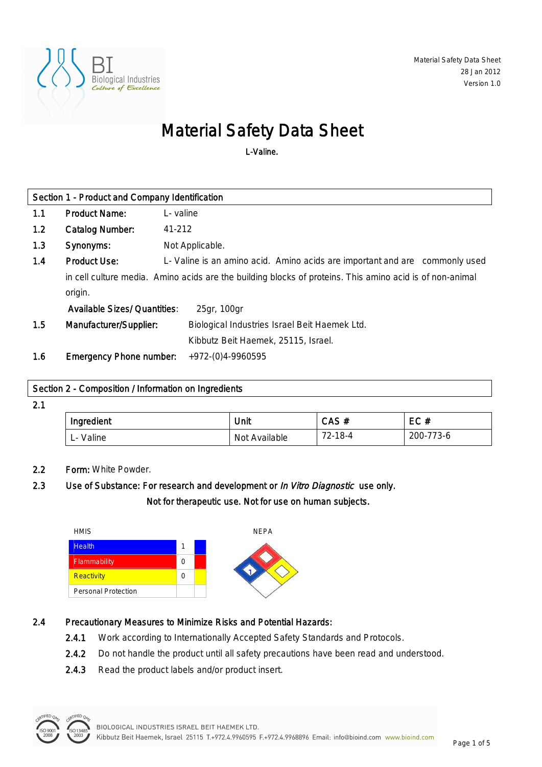Material Safety Data Sheet
28 Jan 2012
Version 1.0

# Material Safety Data Sheet

L-Valine.

## Section 1 - Product and Company Identification

1.1 **Product Name:** L- valine

1.2 **Catalog Number:** 41-212

1.3 **Synonyms:** Not Applicable.

1.4 **Product Use:** L- Valine is an amino acid. Amino acids are important and are commonly used in cell culture media. Amino acids are the building blocks of proteins. This amino acid is of non-animal origin.

**Available Sizes/ Quantities:** 25gr, 100gr

1.5 **Manufacturer/Supplier:** Biological Industries Israel Beit Haemek Ltd.
Kibbutz Beit Haemek, 25115, Israel.

1.6 **Emergency Phone number:** +972-(0)4-9960595

## Section 2 - Composition / Information on Ingredients

2.1

| Ingredient | Unit | CAS # | EC # |
|---|---|---|---|
| L- Valine | Not Available | 72-18-4 | 200-773-6 |

2.2 **Form:** White Powder.

2.3 **Use of Substance: For research and development or *In Vitro Diagnostic* use only.**
**Not for therapeutic use. Not for use on human subjects.**

HMIS

| | | |
|---|---|---|
| Health | 1 | |
| Flammability | 0 | |
| Reactivity | 0 | |
| Personal Protection | | |

NEPA

Health: 1

2.4 **Precautionary Measures to Minimize Risks and Potential Hazards:**

2.4.1 Work according to Internationally Accepted Safety Standards and Protocols.

2.4.2 Do not handle the product until all safety precautions have been read and understood.

2.4.3 Read the product labels and/or product insert.

BIOLOGICAL INDUSTRIES ISRAEL BEIT HAEMEK LTD.
Kibbutz Beit Haemek, Israel 25115 T.+972.4.9960595 F.+972.4.9968896 Email: info@bioind.com www.bioind.com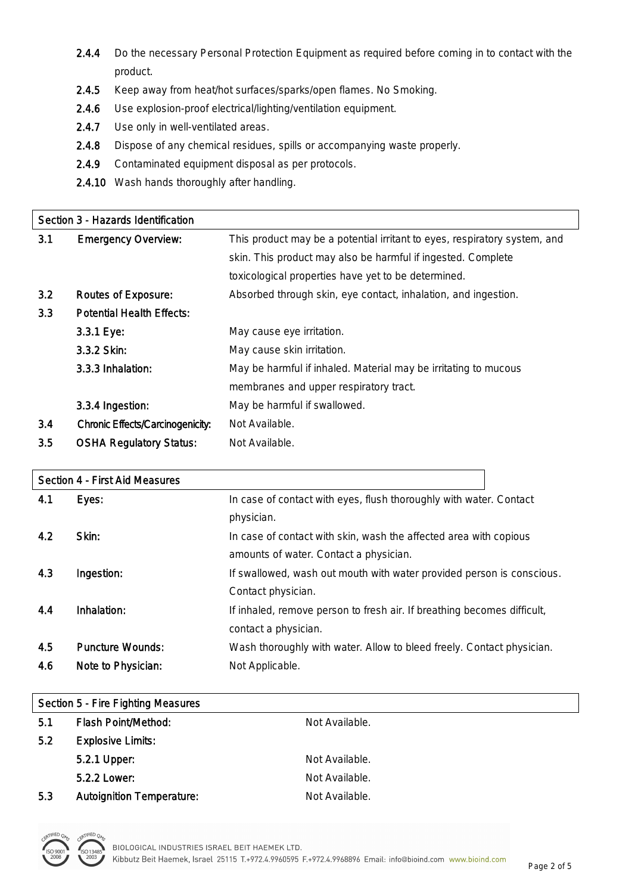2.4.4 Do the necessary Personal Protection Equipment as required before coming in to contact with the product.

2.4.5 Keep away from heat/hot surfaces/sparks/open flames. No Smoking.

2.4.6 Use explosion-proof electrical/lighting/ventilation equipment.

2.4.7 Use only in well-ventilated areas.

2.4.8 Dispose of any chemical residues, spills or accompanying waste properly.

2.4.9 Contaminated equipment disposal as per protocols.

2.4.10 Wash hands thoroughly after handling.

## Section 3 - Hazards Identification

| | | |
|---|---|---|
| 3.1 | Emergency Overview: | This product may be a potential irritant to eyes, respiratory system, and skin. This product may also be harmful if ingested. Complete toxicological properties have yet to be determined. |
| 3.2 | Routes of Exposure: | Absorbed through skin, eye contact, inhalation, and ingestion. |
| 3.3 | Potential Health Effects: | |
| | 3.3.1 Eye: | May cause eye irritation. |
| | 3.3.2 Skin: | May cause skin irritation. |
| | 3.3.3 Inhalation: | May be harmful if inhaled. Material may be irritating to mucous membranes and upper respiratory tract. |
| | 3.3.4 Ingestion: | May be harmful if swallowed. |
| 3.4 | Chronic Effects/Carcinogenicity: | Not Available. |
| 3.5 | OSHA Regulatory Status: | Not Available. |

## Section 4 - First Aid Measures

| | | |
|---|---|---|
| 4.1 | Eyes: | In case of contact with eyes, flush thoroughly with water. Contact physician. |
| 4.2 | Skin: | In case of contact with skin, wash the affected area with copious amounts of water. Contact a physician. |
| 4.3 | Ingestion: | If swallowed, wash out mouth with water provided person is conscious. Contact physician. |
| 4.4 | Inhalation: | If inhaled, remove person to fresh air. If breathing becomes difficult, contact a physician. |
| 4.5 | Puncture Wounds: | Wash thoroughly with water. Allow to bleed freely. Contact physician. |
| 4.6 | Note to Physician: | Not Applicable. |

## Section 5 - Fire Fighting Measures

| | | |
|---|---|---|
| 5.1 | Flash Point/Method: | Not Available. |
| 5.2 | Explosive Limits: | |
| | 5.2.1 Upper: | Not Available. |
| | 5.2.2 Lower: | Not Available. |
| 5.3 | Autoignition Temperature: | Not Available. |

BIOLOGICAL INDUSTRIES ISRAEL BEIT HAEMEK LTD.
Kibbutz Beit Haemek, Israel 25115 T.+972.4.9960595 F.+972.4.9968896 Email: info@bioind.com www.bioind.com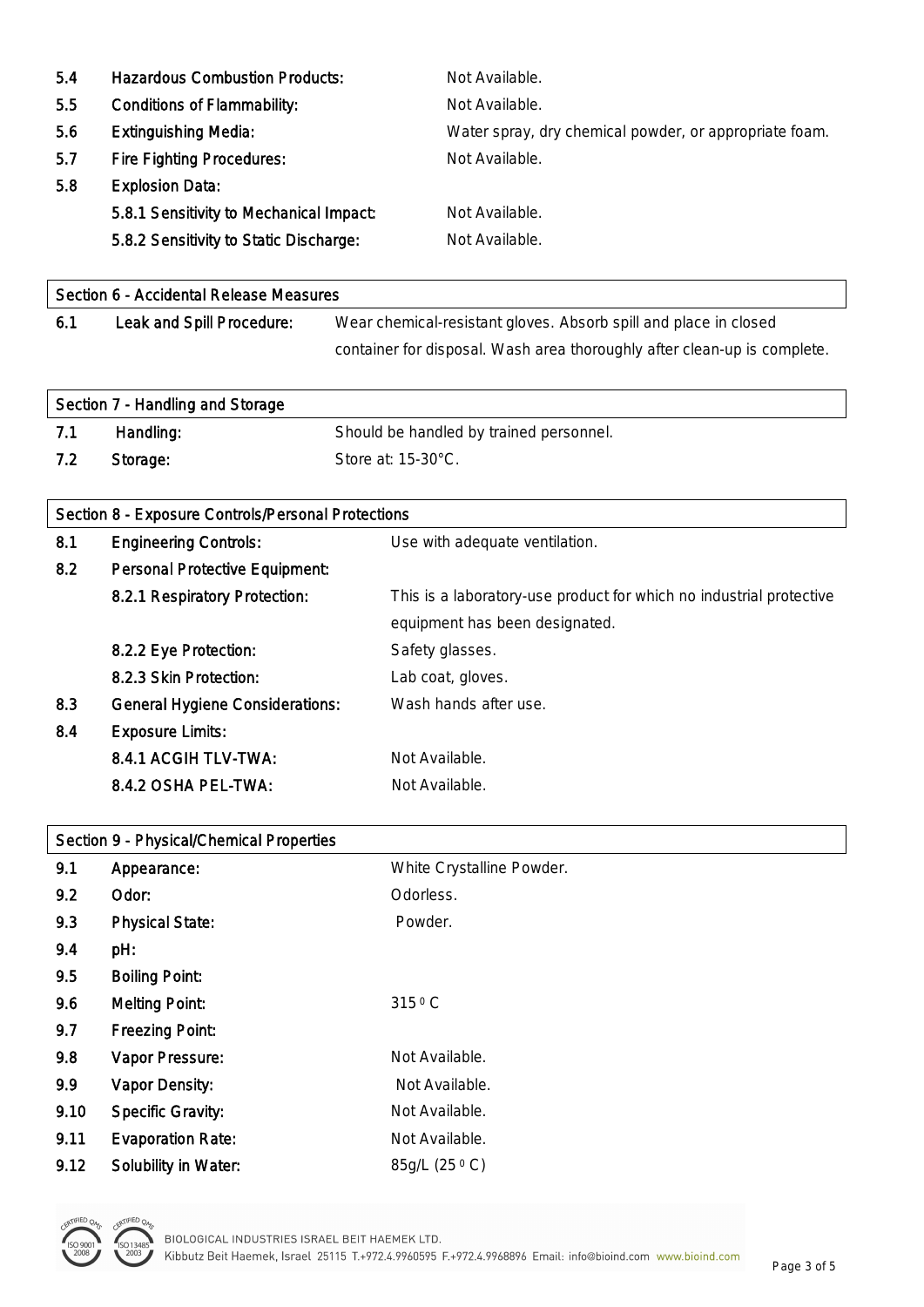| | | |
|---|---|---|
| 5.4 | Hazardous Combustion Products: | Not Available. |
| 5.5 | Conditions of Flammability: | Not Available. |
| 5.6 | Extinguishing Media: | Water spray, dry chemical powder, or appropriate foam. |
| 5.7 | Fire Fighting Procedures: | Not Available. |
| 5.8 | Explosion Data: | |
| | 5.8.1 Sensitivity to Mechanical Impact: | Not Available. |
| | 5.8.2 Sensitivity to Static Discharge: | Not Available. |

## Section 6 - Accidental Release Measures

| | | |
|---|---|---|
| 6.1 | Leak and Spill Procedure: | Wear chemical-resistant gloves. Absorb spill and place in closed container for disposal. Wash area thoroughly after clean-up is complete. |

## Section 7 - Handling and Storage

| | | |
|---|---|---|
| 7.1 | Handling: | Should be handled by trained personnel. |
| 7.2 | Storage: | Store at: 15-30°C. |

## Section 8 - Exposure Controls/Personal Protections

| | | |
|---|---|---|
| 8.1 | Engineering Controls: | Use with adequate ventilation. |
| 8.2 | Personal Protective Equipment: | |
| | 8.2.1 Respiratory Protection: | This is a laboratory-use product for which no industrial protective equipment has been designated. |
| | 8.2.2 Eye Protection: | Safety glasses. |
| | 8.2.3 Skin Protection: | Lab coat, gloves. |
| 8.3 | General Hygiene Considerations: | Wash hands after use. |
| 8.4 | Exposure Limits: | |
| | 8.4.1 ACGIH TLV-TWA: | Not Available. |
| | 8.4.2 OSHA PEL-TWA: | Not Available. |

## Section 9 - Physical/Chemical Properties

| | | |
|---|---|---|
| 9.1 | Appearance: | White Crystalline Powder. |
| 9.2 | Odor: | Odorless. |
| 9.3 | Physical State: | Powder. |
| 9.4 | pH: | |
| 9.5 | Boiling Point: | |
| 9.6 | Melting Point: | 315 °C |
| 9.7 | Freezing Point: | |
| 9.8 | Vapor Pressure: | Not Available. |
| 9.9 | Vapor Density: | Not Available. |
| 9.10 | Specific Gravity: | Not Available. |
| 9.11 | Evaporation Rate: | Not Available. |
| 9.12 | Solubility in Water: | 85g/L (25 °C) |

BIOLOGICAL INDUSTRIES ISRAEL BEIT HAEMEK LTD.
Kibbutz Beit Haemek, Israel 25115 T.+972.4.9960595 F.+972.4.9968896 Email: info@bioind.com www.bioind.com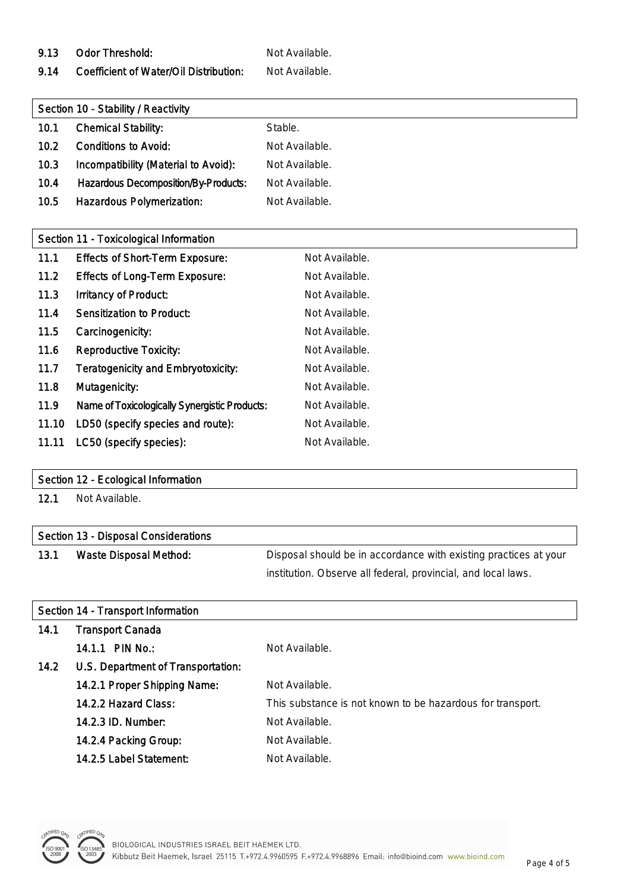| | | |
|---|---|---|
| 9.13 | Odor Threshold: | Not Available. |
| 9.14 | Coefficient of Water/Oil Distribution: | Not Available. |

## Section 10 - Stability / Reactivity

| | | |
|---|---|---|
| 10.1 | Chemical Stability: | Stable. |
| 10.2 | Conditions to Avoid: | Not Available. |
| 10.3 | Incompatibility (Material to Avoid): | Not Available. |
| 10.4 | Hazardous Decomposition/By-Products: | Not Available. |
| 10.5 | Hazardous Polymerization: | Not Available. |

## Section 11 - Toxicological Information

| | | |
|---|---|---|
| 11.1 | Effects of Short-Term Exposure: | Not Available. |
| 11.2 | Effects of Long-Term Exposure: | Not Available. |
| 11.3 | Irritancy of Product: | Not Available. |
| 11.4 | Sensitization to Product: | Not Available. |
| 11.5 | Carcinogenicity: | Not Available. |
| 11.6 | Reproductive Toxicity: | Not Available. |
| 11.7 | Teratogenicity and Embryotoxicity: | Not Available. |
| 11.8 | Mutagenicity: | Not Available. |
| 11.9 | Name of Toxicologically Synergistic Products: | Not Available. |
| 11.10 | LD50 (specify species and route): | Not Available. |
| 11.11 | LC50 (specify species): | Not Available. |

## Section 12 - Ecological Information

12.1 Not Available.

## Section 13 - Disposal Considerations

| | | |
|---|---|---|
| 13.1 | Waste Disposal Method: | Disposal should be in accordance with existing practices at your institution. Observe all federal, provincial, and local laws. |

## Section 14 - Transport Information

| | | |
|---|---|---|
| 14.1 | Transport Canada | |
| | 14.1.1 PIN No.: | Not Available. |
| 14.2 | U.S. Department of Transportation: | |
| | 14.2.1 Proper Shipping Name: | Not Available. |
| | 14.2.2 Hazard Class: | This substance is not known to be hazardous for transport. |
| | 14.2.3 ID. Number: | Not Available. |
| | 14.2.4 Packing Group: | Not Available. |
| | 14.2.5 Label Statement: | Not Available. |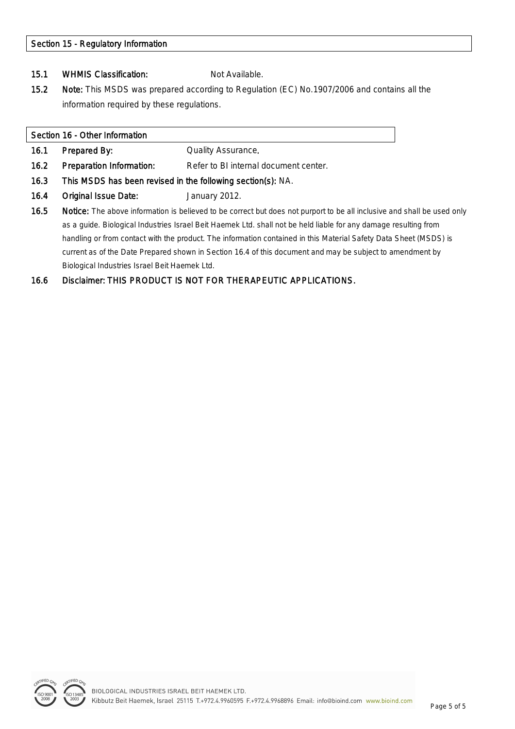## Section 15 - Regulatory Information

**15.1 WHMIS Classification:** Not Available.

**15.2 Note:** This MSDS was prepared according to Regulation (EC) No.1907/2006 and contains all the information required by these regulations.

## Section 16 - Other Information

**16.1 Prepared By:** Quality Assurance.

**16.2 Preparation Information:** Refer to BI internal document center.

**16.3 This MSDS has been revised in the following section(s):** NA.

**16.4 Original Issue Date:** January 2012.

**16.5 Notice:** The above information is believed to be correct but does not purport to be all inclusive and shall be used only as a guide. Biological Industries Israel Beit Haemek Ltd. shall not be held liable for any damage resulting from handling or from contact with the product. The information contained in this Material Safety Data Sheet (MSDS) is current as of the Date Prepared shown in Section 16.4 of this document and may be subject to amendment by Biological Industries Israel Beit Haemek Ltd.

**16.6 Disclaimer: THIS PRODUCT IS NOT FOR THERAPEUTIC APPLICATIONS.**